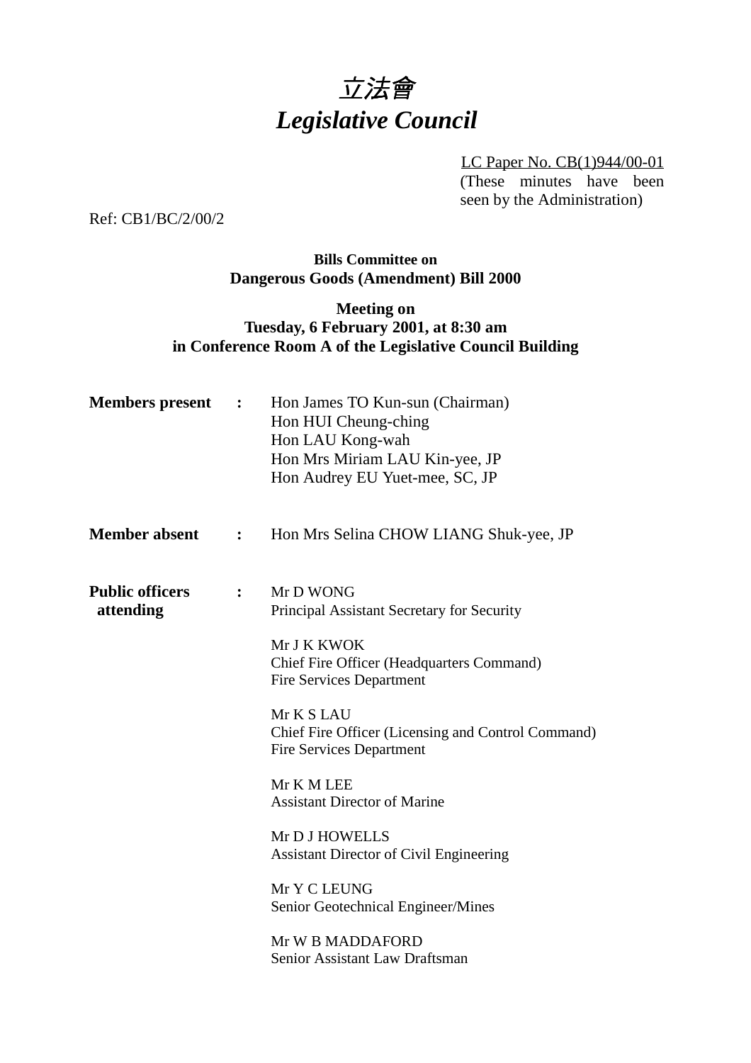# 立法會
# *Legislative Council*

LC Paper No. CB(1)944/00-01
(These minutes have been seen by the Administration)

Ref: CB1/BC/2/00/2

**Bills Committee on**
**Dangerous Goods (Amendment) Bill 2000**

**Meeting on**
**Tuesday, 6 February 2001, at 8:30 am**
**in Conference Room A of the Legislative Council Building**

**Members present :**

Hon James TO Kun-sun (Chairman)
Hon HUI Cheung-ching
Hon LAU Kong-wah
Hon Mrs Miriam LAU Kin-yee, JP
Hon Audrey EU Yuet-mee, SC, JP

**Member absent :**

Hon Mrs Selina CHOW LIANG Shuk-yee, JP

**Public officers attending :**

Mr D WONG
Principal Assistant Secretary for Security

Mr J K KWOK
Chief Fire Officer (Headquarters Command)
Fire Services Department

Mr K S LAU
Chief Fire Officer (Licensing and Control Command)
Fire Services Department

Mr K M LEE
Assistant Director of Marine

Mr D J HOWELLS
Assistant Director of Civil Engineering

Mr Y C LEUNG
Senior Geotechnical Engineer/Mines

Mr W B MADDAFORD
Senior Assistant Law Draftsman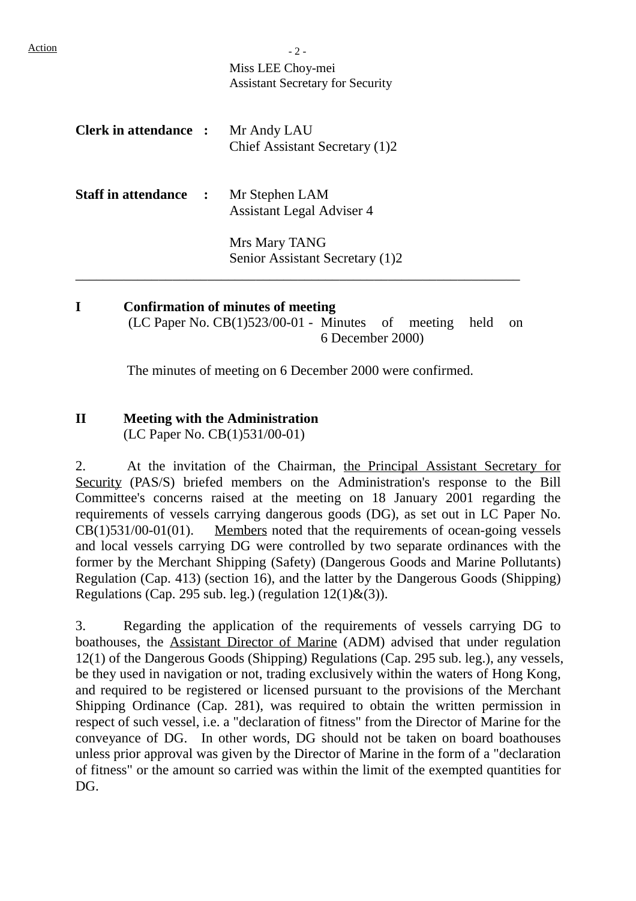Action

Miss LEE Choy-mei
Assistant Secretary for Security

**Clerk in attendance :** Mr Andy LAU
Chief Assistant Secretary (1)2

**Staff in attendance :** Mr Stephen LAM
Assistant Legal Adviser 4

Mrs Mary TANG
Senior Assistant Secretary (1)2

---

**I Confirmation of minutes of meeting**
(LC Paper No. CB(1)523/00-01 - Minutes of meeting held on 6 December 2000)

The minutes of meeting on 6 December 2000 were confirmed.

**II Meeting with the Administration**
(LC Paper No. CB(1)531/00-01)

2. At the invitation of the Chairman, the Principal Assistant Secretary for Security (PAS/S) briefed members on the Administration's response to the Bill Committee's concerns raised at the meeting on 18 January 2001 regarding the requirements of vessels carrying dangerous goods (DG), as set out in LC Paper No. CB(1)531/00-01(01). Members noted that the requirements of ocean-going vessels and local vessels carrying DG were controlled by two separate ordinances with the former by the Merchant Shipping (Safety) (Dangerous Goods and Marine Pollutants) Regulation (Cap. 413) (section 16), and the latter by the Dangerous Goods (Shipping) Regulations (Cap. 295 sub. leg.) (regulation 12(1)&(3)).

3. Regarding the application of the requirements of vessels carrying DG to boathouses, the Assistant Director of Marine (ADM) advised that under regulation 12(1) of the Dangerous Goods (Shipping) Regulations (Cap. 295 sub. leg.), any vessels, be they used in navigation or not, trading exclusively within the waters of Hong Kong, and required to be registered or licensed pursuant to the provisions of the Merchant Shipping Ordinance (Cap. 281), was required to obtain the written permission in respect of such vessel, i.e. a "declaration of fitness" from the Director of Marine for the conveyance of DG. In other words, DG should not be taken on board boathouses unless prior approval was given by the Director of Marine in the form of a "declaration of fitness" or the amount so carried was within the limit of the exempted quantities for DG.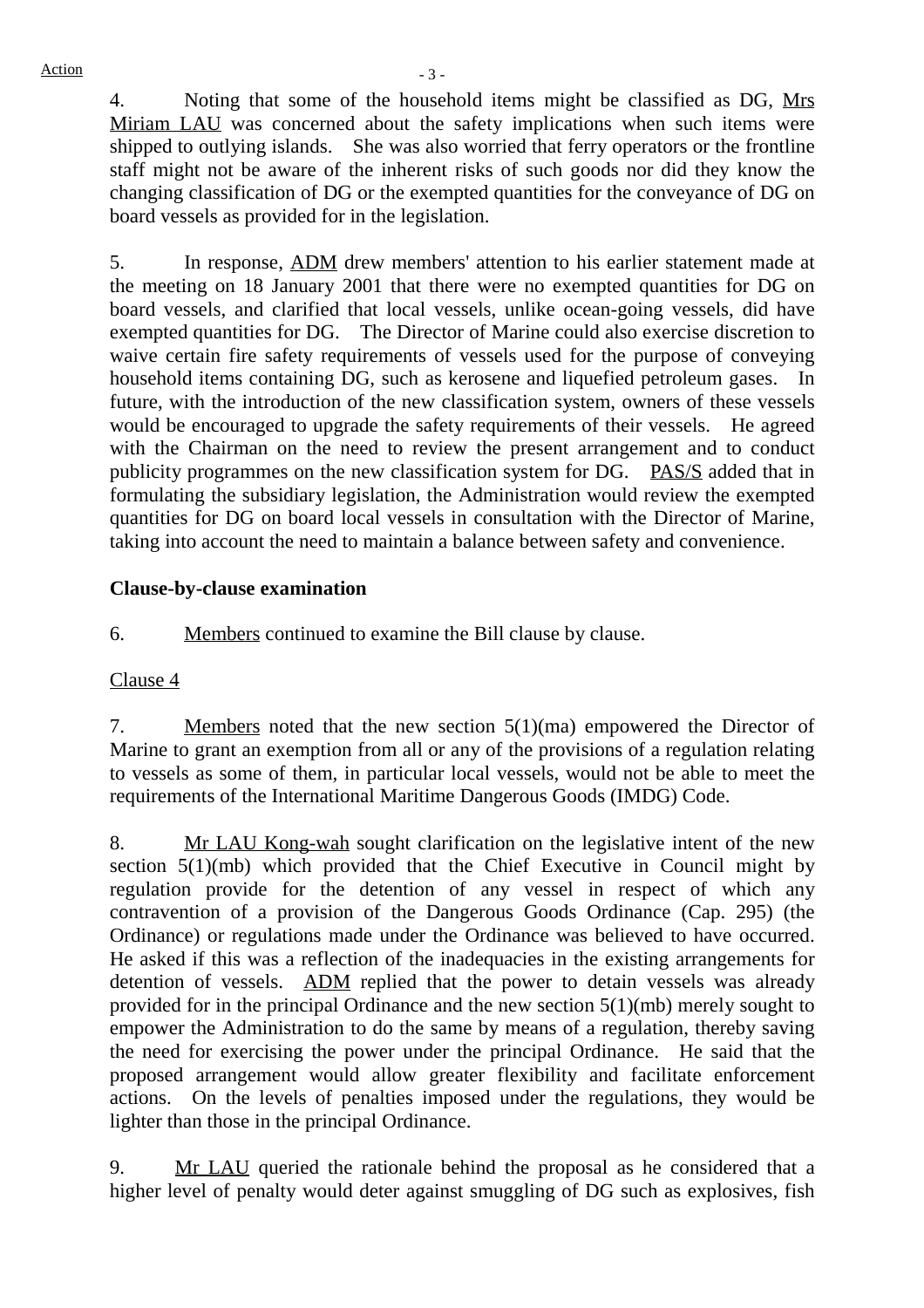4. Noting that some of the household items might be classified as DG, Mrs Miriam LAU was concerned about the safety implications when such items were shipped to outlying islands. She was also worried that ferry operators or the frontline staff might not be aware of the inherent risks of such goods nor did they know the changing classification of DG or the exempted quantities for the conveyance of DG on board vessels as provided for in the legislation.

5. In response, ADM drew members' attention to his earlier statement made at the meeting on 18 January 2001 that there were no exempted quantities for DG on board vessels, and clarified that local vessels, unlike ocean-going vessels, did have exempted quantities for DG. The Director of Marine could also exercise discretion to waive certain fire safety requirements of vessels used for the purpose of conveying household items containing DG, such as kerosene and liquefied petroleum gases. In future, with the introduction of the new classification system, owners of these vessels would be encouraged to upgrade the safety requirements of their vessels. He agreed with the Chairman on the need to review the present arrangement and to conduct publicity programmes on the new classification system for DG. PAS/S added that in formulating the subsidiary legislation, the Administration would review the exempted quantities for DG on board local vessels in consultation with the Director of Marine, taking into account the need to maintain a balance between safety and convenience.

**Clause-by-clause examination**

6. Members continued to examine the Bill clause by clause.

Clause 4

7. Members noted that the new section 5(1)(ma) empowered the Director of Marine to grant an exemption from all or any of the provisions of a regulation relating to vessels as some of them, in particular local vessels, would not be able to meet the requirements of the International Maritime Dangerous Goods (IMDG) Code.

8. Mr LAU Kong-wah sought clarification on the legislative intent of the new section 5(1)(mb) which provided that the Chief Executive in Council might by regulation provide for the detention of any vessel in respect of which any contravention of a provision of the Dangerous Goods Ordinance (Cap. 295) (the Ordinance) or regulations made under the Ordinance was believed to have occurred. He asked if this was a reflection of the inadequacies in the existing arrangements for detention of vessels. ADM replied that the power to detain vessels was already provided for in the principal Ordinance and the new section 5(1)(mb) merely sought to empower the Administration to do the same by means of a regulation, thereby saving the need for exercising the power under the principal Ordinance. He said that the proposed arrangement would allow greater flexibility and facilitate enforcement actions. On the levels of penalties imposed under the regulations, they would be lighter than those in the principal Ordinance.

9. Mr LAU queried the rationale behind the proposal as he considered that a higher level of penalty would deter against smuggling of DG such as explosives, fish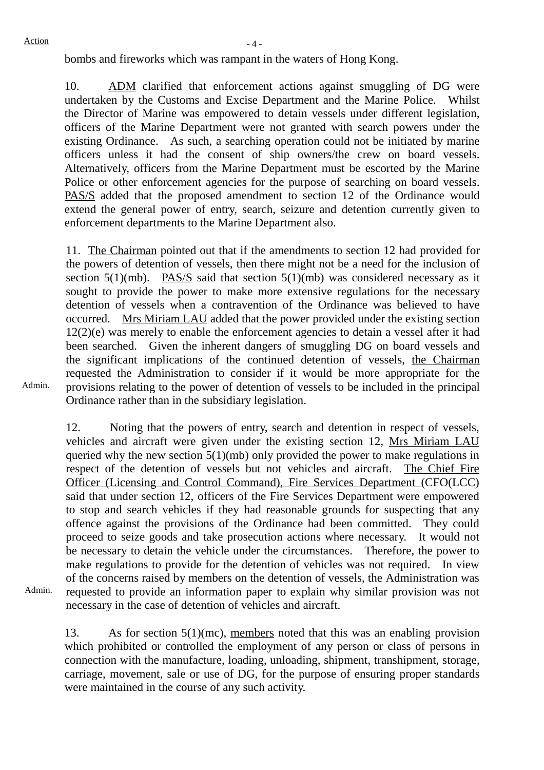bombs and fireworks which was rampant in the waters of Hong Kong.

10. ADM clarified that enforcement actions against smuggling of DG were undertaken by the Customs and Excise Department and the Marine Police. Whilst the Director of Marine was empowered to detain vessels under different legislation, officers of the Marine Department were not granted with search powers under the existing Ordinance. As such, a searching operation could not be initiated by marine officers unless it had the consent of ship owners/the crew on board vessels. Alternatively, officers from the Marine Department must be escorted by the Marine Police or other enforcement agencies for the purpose of searching on board vessels. PAS/S added that the proposed amendment to section 12 of the Ordinance would extend the general power of entry, search, seizure and detention currently given to enforcement departments to the Marine Department also.

11. The Chairman pointed out that if the amendments to section 12 had provided for the powers of detention of vessels, then there might not be a need for the inclusion of section 5(1)(mb). PAS/S said that section 5(1)(mb) was considered necessary as it sought to provide the power to make more extensive regulations for the necessary detention of vessels when a contravention of the Ordinance was believed to have occurred. Mrs Miriam LAU added that the power provided under the existing section 12(2)(e) was merely to enable the enforcement agencies to detain a vessel after it had been searched. Given the inherent dangers of smuggling DG on board vessels and the significant implications of the continued detention of vessels, the Chairman requested the Administration to consider if it would be more appropriate for the provisions relating to the power of detention of vessels to be included in the principal Ordinance rather than in the subsidiary legislation. **Admin.**

12. Noting that the powers of entry, search and detention in respect of vessels, vehicles and aircraft were given under the existing section 12, Mrs Miriam LAU queried why the new section 5(1)(mb) only provided the power to make regulations in respect of the detention of vessels but not vehicles and aircraft. The Chief Fire Officer (Licensing and Control Command), Fire Services Department (CFO(LCC) said that under section 12, officers of the Fire Services Department were empowered to stop and search vehicles if they had reasonable grounds for suspecting that any offence against the provisions of the Ordinance had been committed. They could proceed to seize goods and take prosecution actions where necessary. It would not be necessary to detain the vehicle under the circumstances. Therefore, the power to make regulations to provide for the detention of vehicles was not required. In view of the concerns raised by members on the detention of vessels, the Administration was requested to provide an information paper to explain why similar provision was not necessary in the case of detention of vehicles and aircraft. **Admin.**

13. As for section 5(1)(mc), members noted that this was an enabling provision which prohibited or controlled the employment of any person or class of persons in connection with the manufacture, loading, unloading, shipment, transhipment, storage, carriage, movement, sale or use of DG, for the purpose of ensuring proper standards were maintained in the course of any such activity.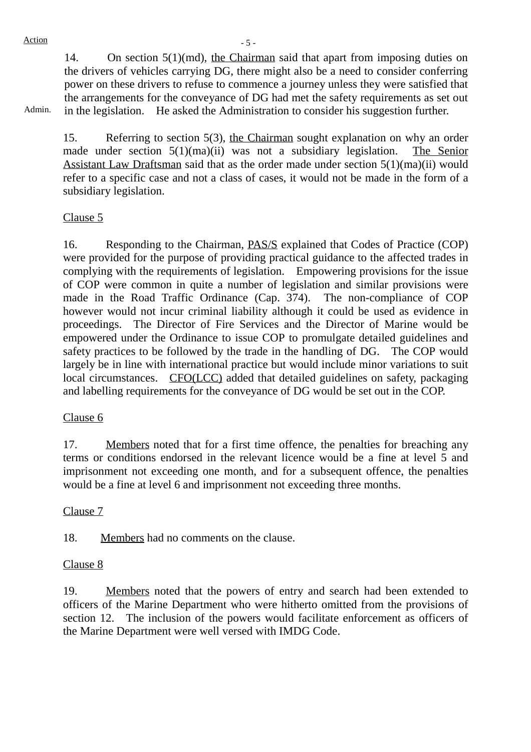Action

14. On section 5(1)(md), the Chairman said that apart from imposing duties on the drivers of vehicles carrying DG, there might also be a need to consider conferring power on these drivers to refuse to commence a journey unless they were satisfied that the arrangements for the conveyance of DG had met the safety requirements as set out in the legislation. He asked the Administration to consider his suggestion further.

Admin.

15. Referring to section 5(3), the Chairman sought explanation on why an order made under section 5(1)(ma)(ii) was not a subsidiary legislation. The Senior Assistant Law Draftsman said that as the order made under section 5(1)(ma)(ii) would refer to a specific case and not a class of cases, it would not be made in the form of a subsidiary legislation.

Clause 5

16. Responding to the Chairman, PAS/S explained that Codes of Practice (COP) were provided for the purpose of providing practical guidance to the affected trades in complying with the requirements of legislation. Empowering provisions for the issue of COP were common in quite a number of legislation and similar provisions were made in the Road Traffic Ordinance (Cap. 374). The non-compliance of COP however would not incur criminal liability although it could be used as evidence in proceedings. The Director of Fire Services and the Director of Marine would be empowered under the Ordinance to issue COP to promulgate detailed guidelines and safety practices to be followed by the trade in the handling of DG. The COP would largely be in line with international practice but would include minor variations to suit local circumstances. CFO(LCC) added that detailed guidelines on safety, packaging and labelling requirements for the conveyance of DG would be set out in the COP.

Clause 6

17. Members noted that for a first time offence, the penalties for breaching any terms or conditions endorsed in the relevant licence would be a fine at level 5 and imprisonment not exceeding one month, and for a subsequent offence, the penalties would be a fine at level 6 and imprisonment not exceeding three months.

Clause 7

18. Members had no comments on the clause.

Clause 8

19. Members noted that the powers of entry and search had been extended to officers of the Marine Department who were hitherto omitted from the provisions of section 12. The inclusion of the powers would facilitate enforcement as officers of the Marine Department were well versed with IMDG Code.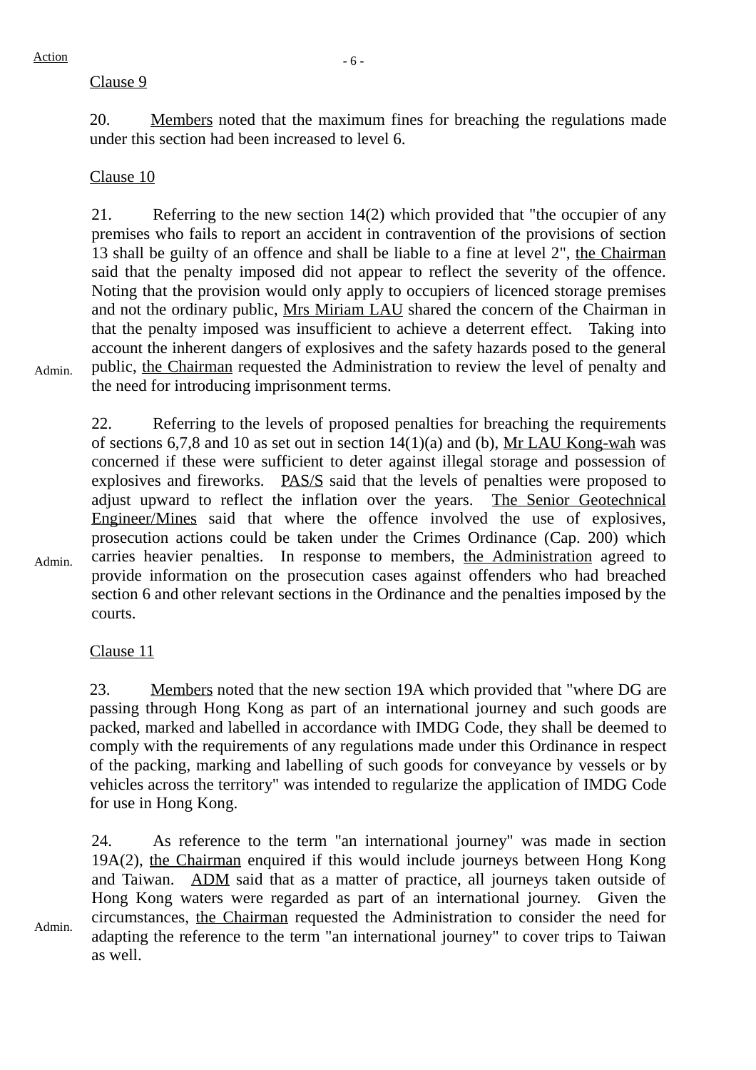Clause 9

20. Members noted that the maximum fines for breaching the regulations made under this section had been increased to level 6.

Clause 10

21. Referring to the new section 14(2) which provided that "the occupier of any premises who fails to report an accident in contravention of the provisions of section 13 shall be guilty of an offence and shall be liable to a fine at level 2", the Chairman said that the penalty imposed did not appear to reflect the severity of the offence. Noting that the provision would only apply to occupiers of licenced storage premises and not the ordinary public, Mrs Miriam LAU shared the concern of the Chairman in that the penalty imposed was insufficient to achieve a deterrent effect. Taking into account the inherent dangers of explosives and the safety hazards posed to the general public, the Chairman requested the Administration to review the level of penalty and the need for introducing imprisonment terms. **Admin.**

22. Referring to the levels of proposed penalties for breaching the requirements of sections 6,7,8 and 10 as set out in section 14(1)(a) and (b), Mr LAU Kong-wah was concerned if these were sufficient to deter against illegal storage and possession of explosives and fireworks. PAS/S said that the levels of penalties were proposed to adjust upward to reflect the inflation over the years. The Senior Geotechnical Engineer/Mines said that where the offence involved the use of explosives, prosecution actions could be taken under the Crimes Ordinance (Cap. 200) which carries heavier penalties. In response to members, the Administration agreed to provide information on the prosecution cases against offenders who had breached section 6 and other relevant sections in the Ordinance and the penalties imposed by the courts. **Admin.**

Clause 11

23. Members noted that the new section 19A which provided that "where DG are passing through Hong Kong as part of an international journey and such goods are packed, marked and labelled in accordance with IMDG Code, they shall be deemed to comply with the requirements of any regulations made under this Ordinance in respect of the packing, marking and labelling of such goods for conveyance by vessels or by vehicles across the territory" was intended to regularize the application of IMDG Code for use in Hong Kong.

24. As reference to the term "an international journey" was made in section 19A(2), the Chairman enquired if this would include journeys between Hong Kong and Taiwan. ADM said that as a matter of practice, all journeys taken outside of Hong Kong waters were regarded as part of an international journey. Given the circumstances, the Chairman requested the Administration to consider the need for adapting the reference to the term "an international journey" to cover trips to Taiwan as well. **Admin.**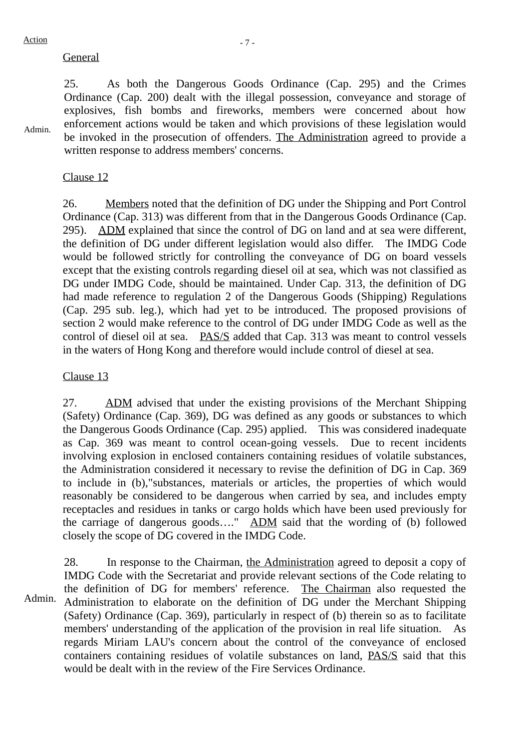Action

General

25. As both the Dangerous Goods Ordinance (Cap. 295) and the Crimes Ordinance (Cap. 200) dealt with the illegal possession, conveyance and storage of explosives, fish bombs and fireworks, members were concerned about how enforcement actions would be taken and which provisions of these legislation would be invoked in the prosecution of offenders. The Administration agreed to provide a written response to address members' concerns.

Admin.

Clause 12

26. Members noted that the definition of DG under the Shipping and Port Control Ordinance (Cap. 313) was different from that in the Dangerous Goods Ordinance (Cap. 295). ADM explained that since the control of DG on land and at sea were different, the definition of DG under different legislation would also differ. The IMDG Code would be followed strictly for controlling the conveyance of DG on board vessels except that the existing controls regarding diesel oil at sea, which was not classified as DG under IMDG Code, should be maintained. Under Cap. 313, the definition of DG had made reference to regulation 2 of the Dangerous Goods (Shipping) Regulations (Cap. 295 sub. leg.), which had yet to be introduced. The proposed provisions of section 2 would make reference to the control of DG under IMDG Code as well as the control of diesel oil at sea. PAS/S added that Cap. 313 was meant to control vessels in the waters of Hong Kong and therefore would include control of diesel at sea.

Clause 13

27. ADM advised that under the existing provisions of the Merchant Shipping (Safety) Ordinance (Cap. 369), DG was defined as any goods or substances to which the Dangerous Goods Ordinance (Cap. 295) applied. This was considered inadequate as Cap. 369 was meant to control ocean-going vessels. Due to recent incidents involving explosion in enclosed containers containing residues of volatile substances, the Administration considered it necessary to revise the definition of DG in Cap. 369 to include in (b),"substances, materials or articles, the properties of which would reasonably be considered to be dangerous when carried by sea, and includes empty receptacles and residues in tanks or cargo holds which have been used previously for the carriage of dangerous goods…." ADM said that the wording of (b) followed closely the scope of DG covered in the IMDG Code.

28. In response to the Chairman, the Administration agreed to deposit a copy of IMDG Code with the Secretariat and provide relevant sections of the Code relating to the definition of DG for members' reference. The Chairman also requested the Administration to elaborate on the definition of DG under the Merchant Shipping (Safety) Ordinance (Cap. 369), particularly in respect of (b) therein so as to facilitate members' understanding of the application of the provision in real life situation. As regards Miriam LAU's concern about the control of the conveyance of enclosed containers containing residues of volatile substances on land, PAS/S said that this would be dealt with in the review of the Fire Services Ordinance.

Admin.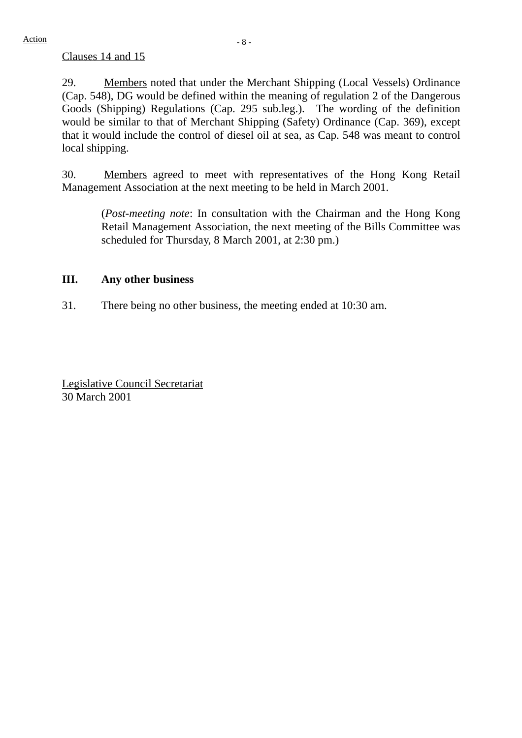Action

Clauses 14 and 15

29. Members noted that under the Merchant Shipping (Local Vessels) Ordinance (Cap. 548), DG would be defined within the meaning of regulation 2 of the Dangerous Goods (Shipping) Regulations (Cap. 295 sub.leg.). The wording of the definition would be similar to that of Merchant Shipping (Safety) Ordinance (Cap. 369), except that it would include the control of diesel oil at sea, as Cap. 548 was meant to control local shipping.

30. Members agreed to meet with representatives of the Hong Kong Retail Management Association at the next meeting to be held in March 2001.

> (*Post-meeting note*: In consultation with the Chairman and the Hong Kong Retail Management Association, the next meeting of the Bills Committee was scheduled for Thursday, 8 March 2001, at 2:30 pm.)

**III. Any other business**

31. There being no other business, the meeting ended at 10:30 am.

Legislative Council Secretariat
30 March 2001